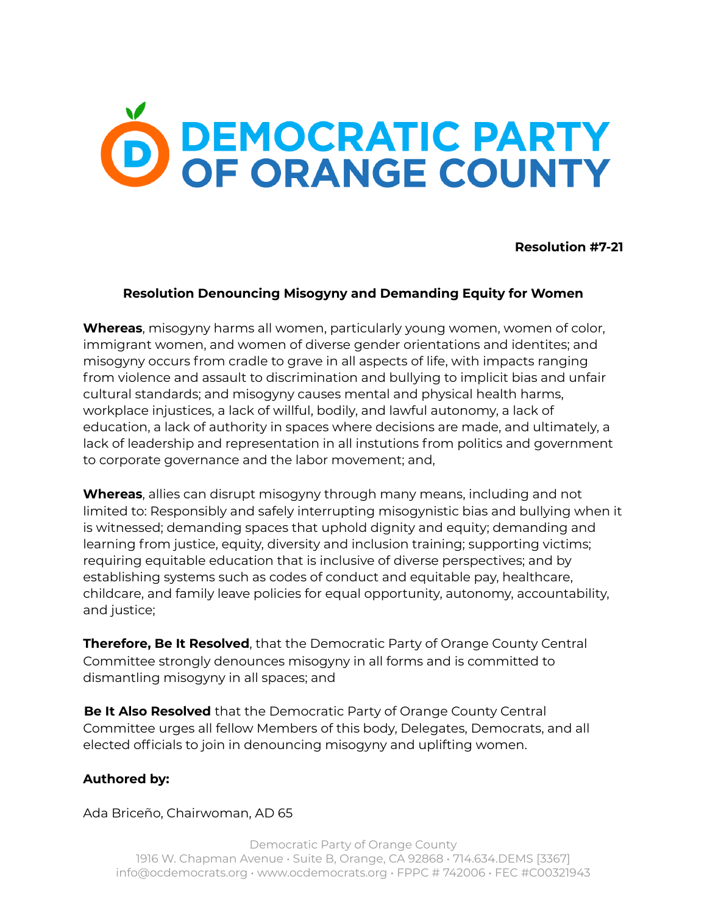# DEMOCRATIC PARTY OF ORANGE COUNTY

**Resolution #7-21**

## Resolution Denouncing Misogyny and Demanding Equity for Women

**Whereas**, misogyny harms all women, particularly young women, women of color, immigrant women, and women of diverse gender orientations and identites; and misogyny occurs from cradle to grave in all aspects of life, with impacts ranging from violence and assault to discrimination and bullying to implicit bias and unfair cultural standards; and misogyny causes mental and physical health harms, workplace injustices, a lack of willful, bodily, and lawful autonomy, a lack of education, a lack of authority in spaces where decisions are made, and ultimately, a lack of leadership and representation in all instutions from politics and government to corporate governance and the labor movement; and,

**Whereas**, allies can disrupt misogyny through many means, including and not limited to: Responsibly and safely interrupting misogynistic bias and bullying when it is witnessed; demanding spaces that uphold dignity and equity; demanding and learning from justice, equity, diversity and inclusion training; supporting victims; requiring equitable education that is inclusive of diverse perspectives; and by establishing systems such as codes of conduct and equitable pay, healthcare, childcare, and family leave policies for equal opportunity, autonomy, accountability, and justice;

**Therefore, Be It Resolved**, that the Democratic Party of Orange County Central Committee strongly denounces misogyny in all forms and is committed to dismantling misogyny in all spaces; and

**Be It Also Resolved** that the Democratic Party of Orange County Central Committee urges all fellow Members of this body, Delegates, Democrats, and all elected officials to join in denouncing misogyny and uplifting women.

**Authored by:**

Ada Briceño, Chairwoman, AD 65

Democratic Party of Orange County
1916 W. Chapman Avenue • Suite B, Orange, CA 92868 • 714.634.DEMS [3367]
info@ocdemocrats.org • www.ocdemocrats.org • FPPC # 742006 • FEC #C00321943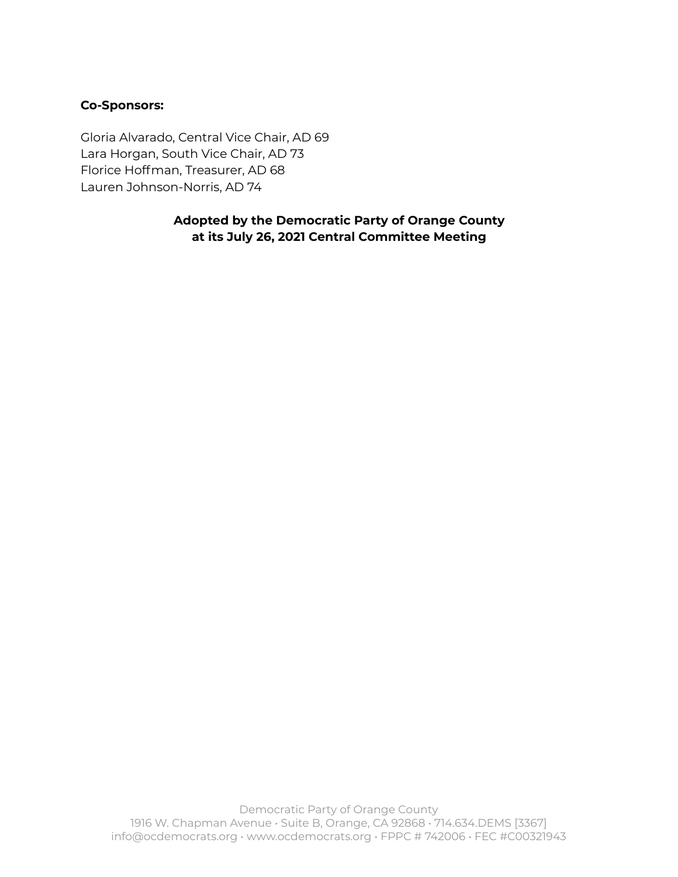**Co-Sponsors:**

Gloria Alvarado, Central Vice Chair, AD 69
Lara Horgan, South Vice Chair, AD 73
Florice Hoffman, Treasurer, AD 68
Lauren Johnson-Norris, AD 74

**Adopted by the Democratic Party of Orange County at its July 26, 2021 Central Committee Meeting**